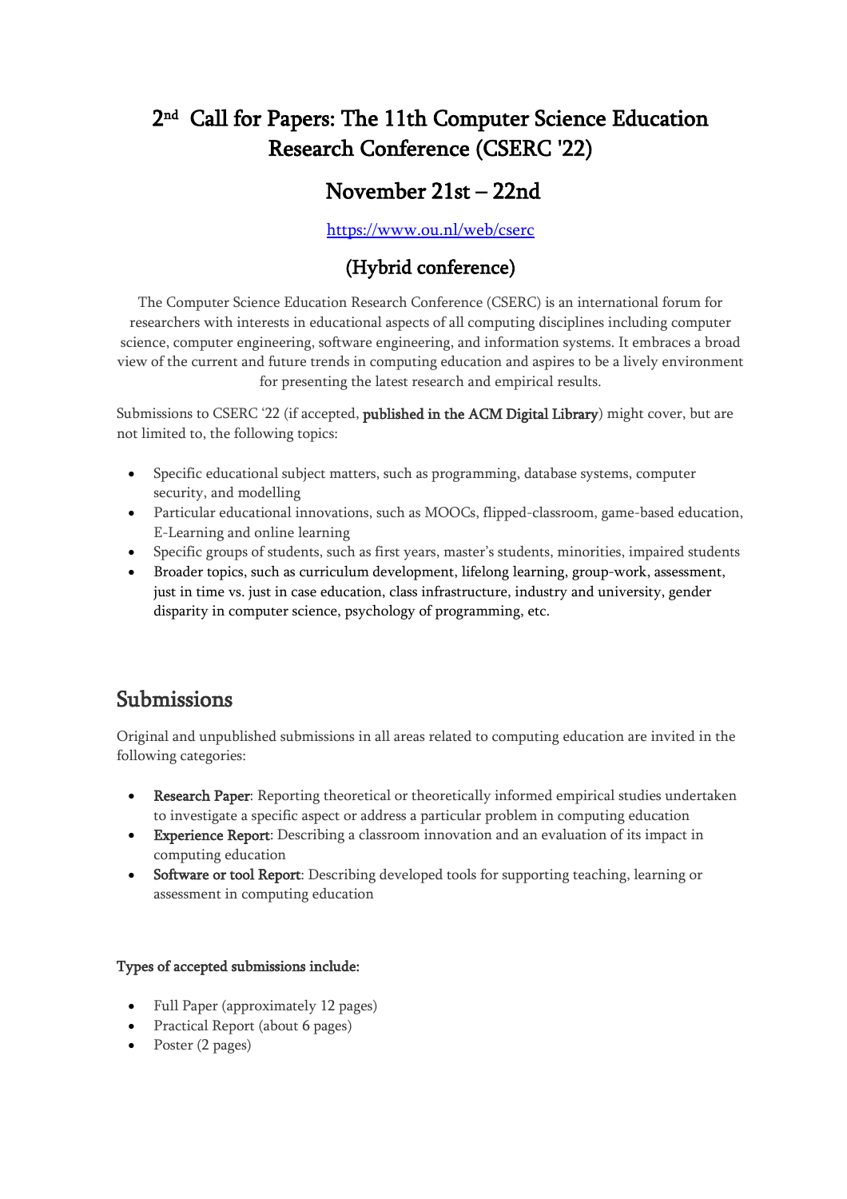# 2nd Call for Papers: The 11th Computer Science Education Research Conference (CSERC '22)

## November 21st – 22nd

https://www.ou.nl/web/cserc

## (Hybrid conference)

The Computer Science Education Research Conference (CSERC) is an international forum for researchers with interests in educational aspects of all computing disciplines including computer science, computer engineering, software engineering, and information systems. It embraces a broad view of the current and future trends in computing education and aspires to be a lively environment for presenting the latest research and empirical results.

Submissions to CSERC '22 (if accepted, **published in the ACM Digital Library**) might cover, but are not limited to, the following topics:

- Specific educational subject matters, such as programming, database systems, computer security, and modelling
- Particular educational innovations, such as MOOCs, flipped-classroom, game-based education, E-Learning and online learning
- Specific groups of students, such as first years, master's students, minorities, impaired students
- Broader topics, such as curriculum development, lifelong learning, group-work, assessment, just in time vs. just in case education, class infrastructure, industry and university, gender disparity in computer science, psychology of programming, etc.

## Submissions

Original and unpublished submissions in all areas related to computing education are invited in the following categories:

- **Research Paper**: Reporting theoretical or theoretically informed empirical studies undertaken to investigate a specific aspect or address a particular problem in computing education
- **Experience Report**: Describing a classroom innovation and an evaluation of its impact in computing education
- **Software or tool Report**: Describing developed tools for supporting teaching, learning or assessment in computing education

**Types of accepted submissions include:**

- Full Paper (approximately 12 pages)
- Practical Report (about 6 pages)
- Poster (2 pages)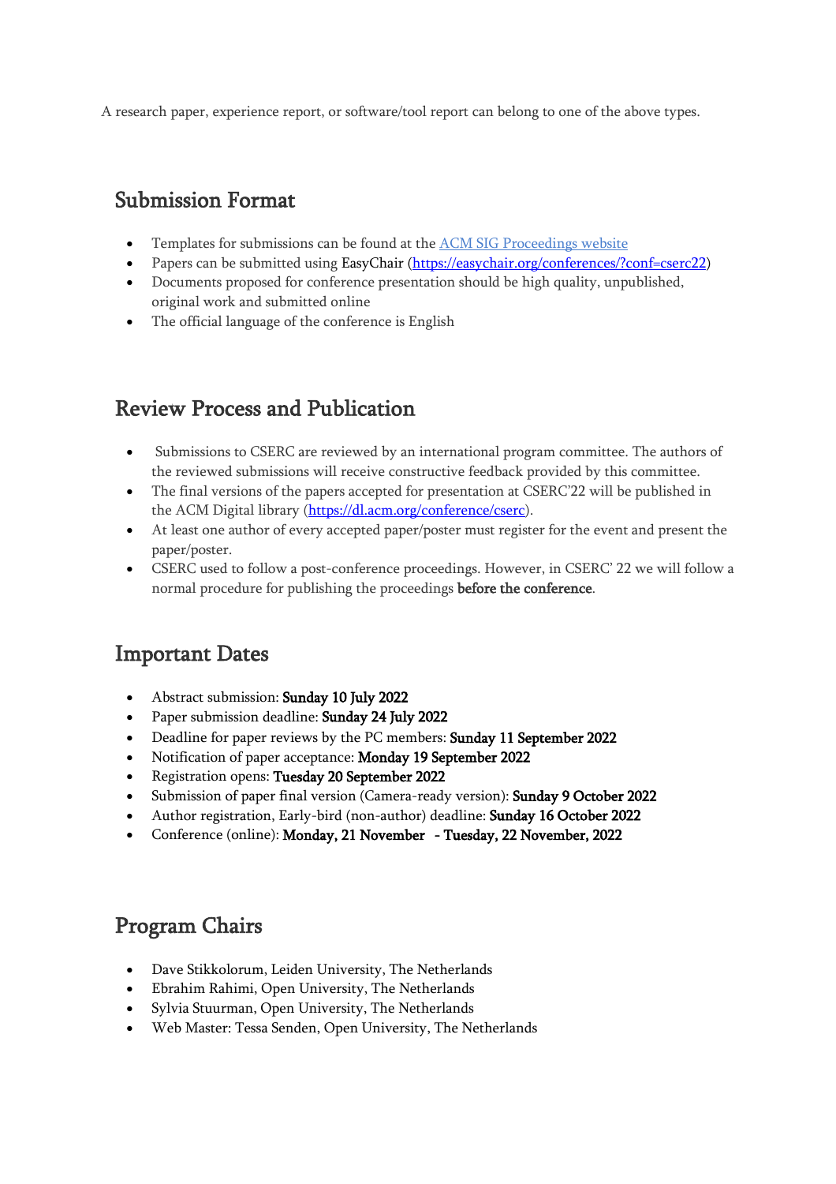A research paper, experience report, or software/tool report can belong to one of the above types.

## Submission Format

- Templates for submissions can be found at the [ACM SIG Proceedings website]()
- Papers can be submitted using EasyChair (https://easychair.org/conferences/?conf=cserc22)
- Documents proposed for conference presentation should be high quality, unpublished, original work and submitted online
- The official language of the conference is English

## Review Process and Publication

- Submissions to CSERC are reviewed by an international program committee. The authors of the reviewed submissions will receive constructive feedback provided by this committee.
- The final versions of the papers accepted for presentation at CSERC'22 will be published in the ACM Digital library (https://dl.acm.org/conference/cserc).
- At least one author of every accepted paper/poster must register for the event and present the paper/poster.
- CSERC used to follow a post-conference proceedings. However, in CSERC' 22 we will follow a normal procedure for publishing the proceedings **before the conference**.

## Important Dates

- Abstract submission: **Sunday 10 July 2022**
- Paper submission deadline: **Sunday 24 July 2022**
- Deadline for paper reviews by the PC members: **Sunday 11 September 2022**
- Notification of paper acceptance: **Monday 19 September 2022**
- Registration opens: **Tuesday 20 September 2022**
- Submission of paper final version (Camera-ready version): **Sunday 9 October 2022**
- Author registration, Early-bird (non-author) deadline: **Sunday 16 October 2022**
- Conference (online): **Monday, 21 November - Tuesday, 22 November, 2022**

## Program Chairs

- Dave Stikkolorum, Leiden University, The Netherlands
- Ebrahim Rahimi, Open University, The Netherlands
- Sylvia Stuurman, Open University, The Netherlands
- Web Master: Tessa Senden, Open University, The Netherlands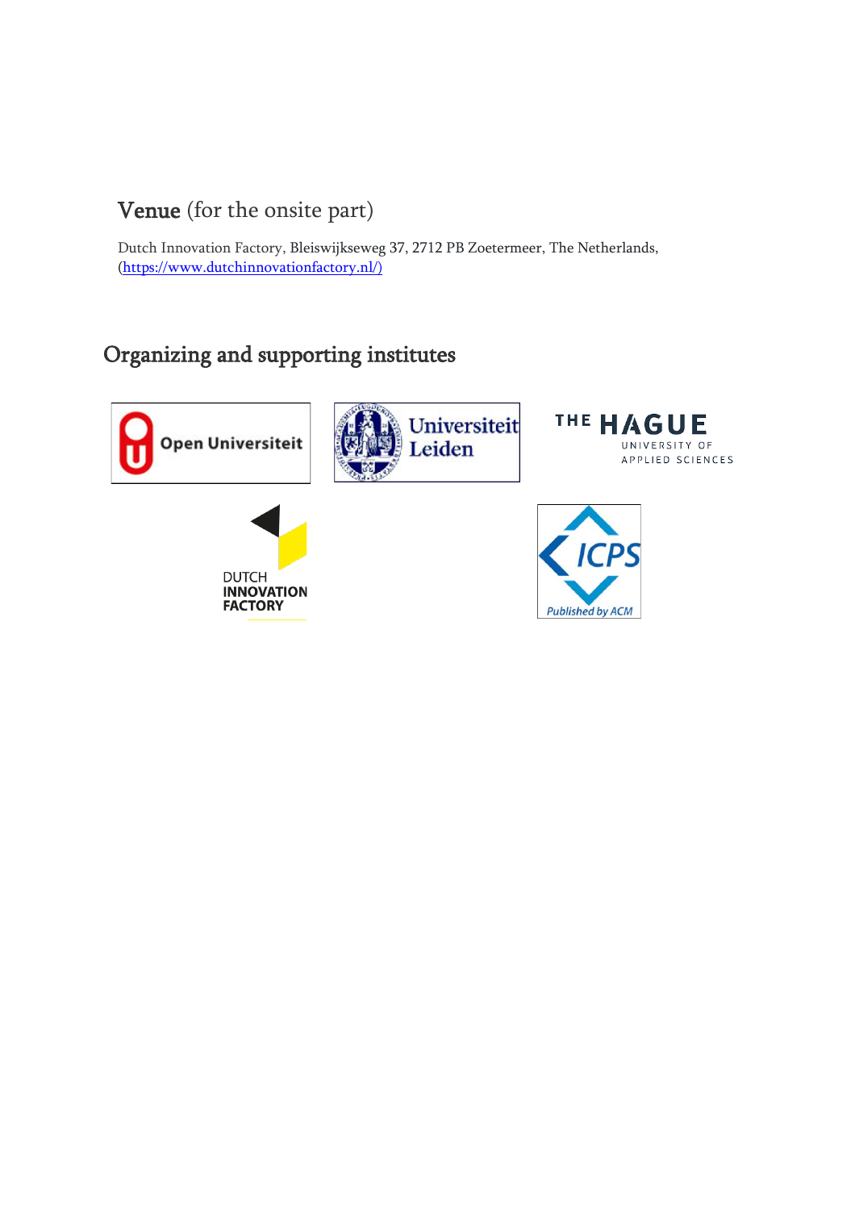## Venue (for the onsite part)

Dutch Innovation Factory, Bleiswijkseweg 37, 2712 PB Zoetermeer, The Netherlands, (https://www.dutchinnovationfactory.nl/)

## Organizing and supporting institutes